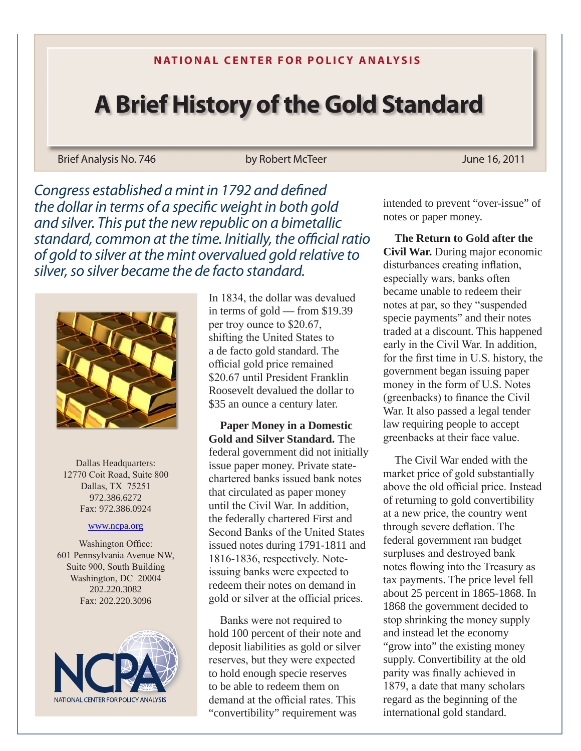NATIONAL CENTER FOR POLICY ANALYSIS

# A Brief History of the Gold Standard

Brief Analysis No. 746 | by Robert McTeer | June 16, 2011

*Congress established a mint in 1792 and defined the dollar in terms of a specific weight in both gold and silver. This put the new republic on a bimetallic standard, common at the time. Initially, the official ratio of gold to silver at the mint overvalued gold relative to silver, so silver became the de facto standard.*

Dallas Headquarters:
12770 Coit Road, Suite 800
Dallas, TX 75251
972.386.6272
Fax: 972.386.0924

www.ncpa.org

Washington Office:
601 Pennsylvania Avenue NW,
Suite 900, South Building
Washington, DC 20004
202.220.3082
Fax: 202.220.3096

NCPA
NATIONAL CENTER FOR POLICY ANALYSIS

In 1834, the dollar was devalued in terms of gold — from $19.39 per troy ounce to $20.67, shifting the United States to a de facto gold standard. The official gold price remained $20.67 until President Franklin Roosevelt devalued the dollar to $35 an ounce a century later.

**Paper Money in a Domestic Gold and Silver Standard.** The federal government did not initially issue paper money. Private state-chartered banks issued bank notes that circulated as paper money until the Civil War. In addition, the federally chartered First and Second Banks of the United States issued notes during 1791-1811 and 1816-1836, respectively. Note-issuing banks were expected to redeem their notes on demand in gold or silver at the official prices.

Banks were not required to hold 100 percent of their note and deposit liabilities as gold or silver reserves, but they were expected to hold enough specie reserves to be able to redeem them on demand at the official rates. This "convertibility" requirement was intended to prevent "over-issue" of notes or paper money.

**The Return to Gold after the Civil War.** During major economic disturbances creating inflation, especially wars, banks often became unable to redeem their notes at par, so they "suspended specie payments" and their notes traded at a discount. This happened early in the Civil War. In addition, for the first time in U.S. history, the government began issuing paper money in the form of U.S. Notes (greenbacks) to finance the Civil War. It also passed a legal tender law requiring people to accept greenbacks at their face value.

The Civil War ended with the market price of gold substantially above the old official price. Instead of returning to gold convertibility at a new price, the country went through severe deflation. The federal government ran budget surpluses and destroyed bank notes flowing into the Treasury as tax payments. The price level fell about 25 percent in 1865-1868. In 1868 the government decided to stop shrinking the money supply and instead let the economy "grow into" the existing money supply. Convertibility at the old parity was finally achieved in 1879, a date that many scholars regard as the beginning of the international gold standard.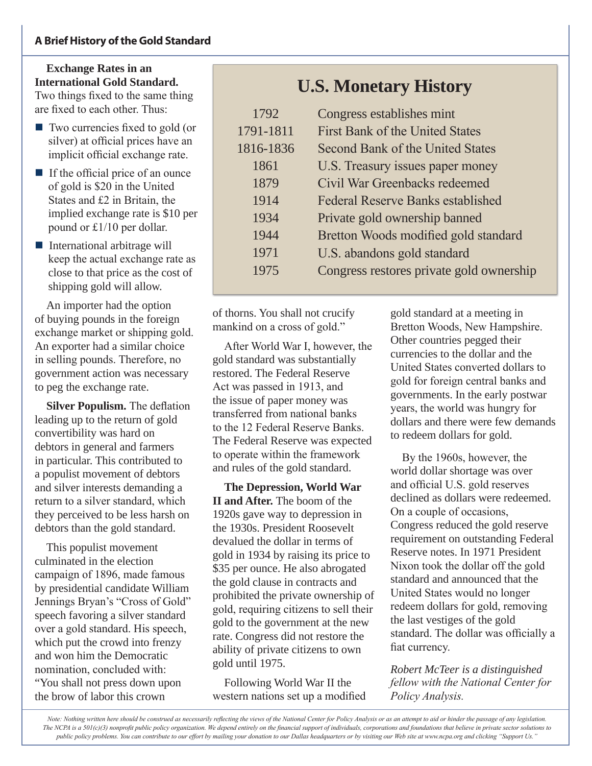**Exchange Rates in an International Gold Standard.** Two things fixed to the same thing are fixed to each other. Thus:

- Two currencies fixed to gold (or silver) at official prices have an implicit official exchange rate.
- If the official price of an ounce of gold is $20 in the United States and £2 in Britain, the implied exchange rate is $10 per pound or £1/10 per dollar.
- International arbitrage will keep the actual exchange rate as close to that price as the cost of shipping gold will allow.

An importer had the option of buying pounds in the foreign exchange market or shipping gold. An exporter had a similar choice in selling pounds. Therefore, no government action was necessary to peg the exchange rate.

**Silver Populism.** The deflation leading up to the return of gold convertibility was hard on debtors in general and farmers in particular. This contributed to a populist movement of debtors and silver interests demanding a return to a silver standard, which they perceived to be less harsh on debtors than the gold standard.

This populist movement culminated in the election campaign of 1896, made famous by presidential candidate William Jennings Bryan's "Cross of Gold" speech favoring a silver standard over a gold standard. His speech, which put the crowd into frenzy and won him the Democratic nomination, concluded with: "You shall not press down upon the brow of labor this crown of thorns. You shall not crucify mankind on a cross of gold."

## U.S. Monetary History

| | |
|---|---|
| 1792 | Congress establishes mint |
| 1791-1811 | First Bank of the United States |
| 1816-1836 | Second Bank of the United States |
| 1861 | U.S. Treasury issues paper money |
| 1879 | Civil War Greenbacks redeemed |
| 1914 | Federal Reserve Banks established |
| 1934 | Private gold ownership banned |
| 1944 | Bretton Woods modified gold standard |
| 1971 | U.S. abandons gold standard |
| 1975 | Congress restores private gold ownership |

After World War I, however, the gold standard was substantially restored. The Federal Reserve Act was passed in 1913, and the issue of paper money was transferred from national banks to the 12 Federal Reserve Banks. The Federal Reserve was expected to operate within the framework and rules of the gold standard.

**The Depression, World War II and After.** The boom of the 1920s gave way to depression in the 1930s. President Roosevelt devalued the dollar in terms of gold in 1934 by raising its price to $35 per ounce. He also abrogated the gold clause in contracts and prohibited the private ownership of gold, requiring citizens to sell their gold to the government at the new rate. Congress did not restore the ability of private citizens to own gold until 1975.

Following World War II the western nations set up a modified gold standard at a meeting in Bretton Woods, New Hampshire. Other countries pegged their currencies to the dollar and the United States converted dollars to gold for foreign central banks and governments. In the early postwar years, the world was hungry for dollars and there were few demands to redeem dollars for gold.

By the 1960s, however, the world dollar shortage was over and official U.S. gold reserves declined as dollars were redeemed. On a couple of occasions, Congress reduced the gold reserve requirement on outstanding Federal Reserve notes. In 1971 President Nixon took the dollar off the gold standard and announced that the United States would no longer redeem dollars for gold, removing the last vestiges of the gold standard. The dollar was officially a fiat currency.

*Robert McTeer is a distinguished fellow with the National Center for Policy Analysis.*

*Note: Nothing written here should be construed as necessarily reflecting the views of the National Center for Policy Analysis or as an attempt to aid or hinder the passage of any legislation. The NCPA is a 501(c)(3) nonprofit public policy organization. We depend entirely on the financial support of individuals, corporations and foundations that believe in private sector solutions to public policy problems. You can contribute to our effort by mailing your donation to our Dallas headquarters or by visiting our Web site at www.ncpa.org and clicking "Support Us."*